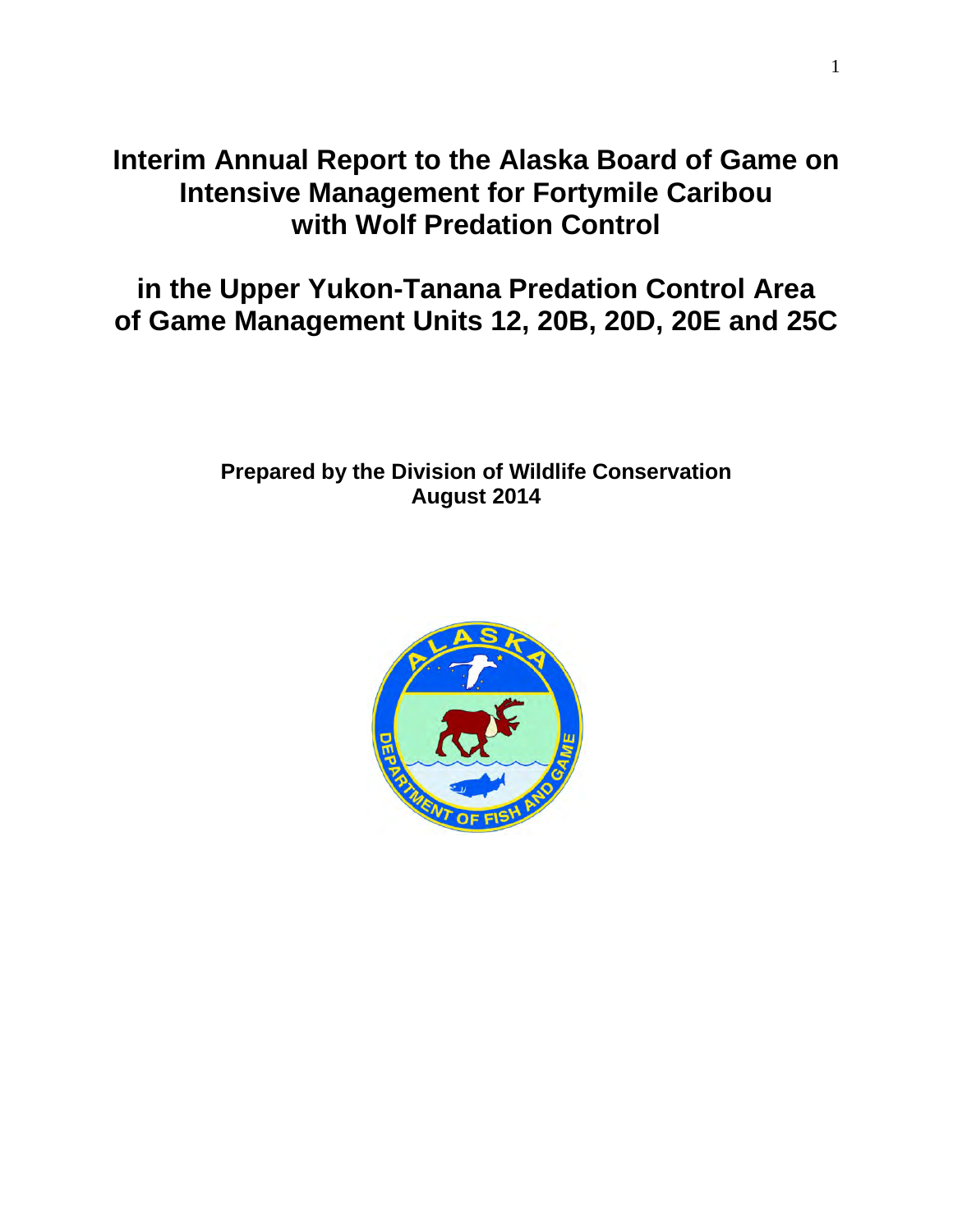# Interim Annual Report to the Alaska Board of Game on Intensive Management for Fortymile Caribou with Wolf Predation Control

# in the Upper Yukon-Tanana Predation Control Area of Game Management Units 12, 20B, 20D, 20E and 25C

**Prepared by the Division of Wildlife Conservation**
**August 2014**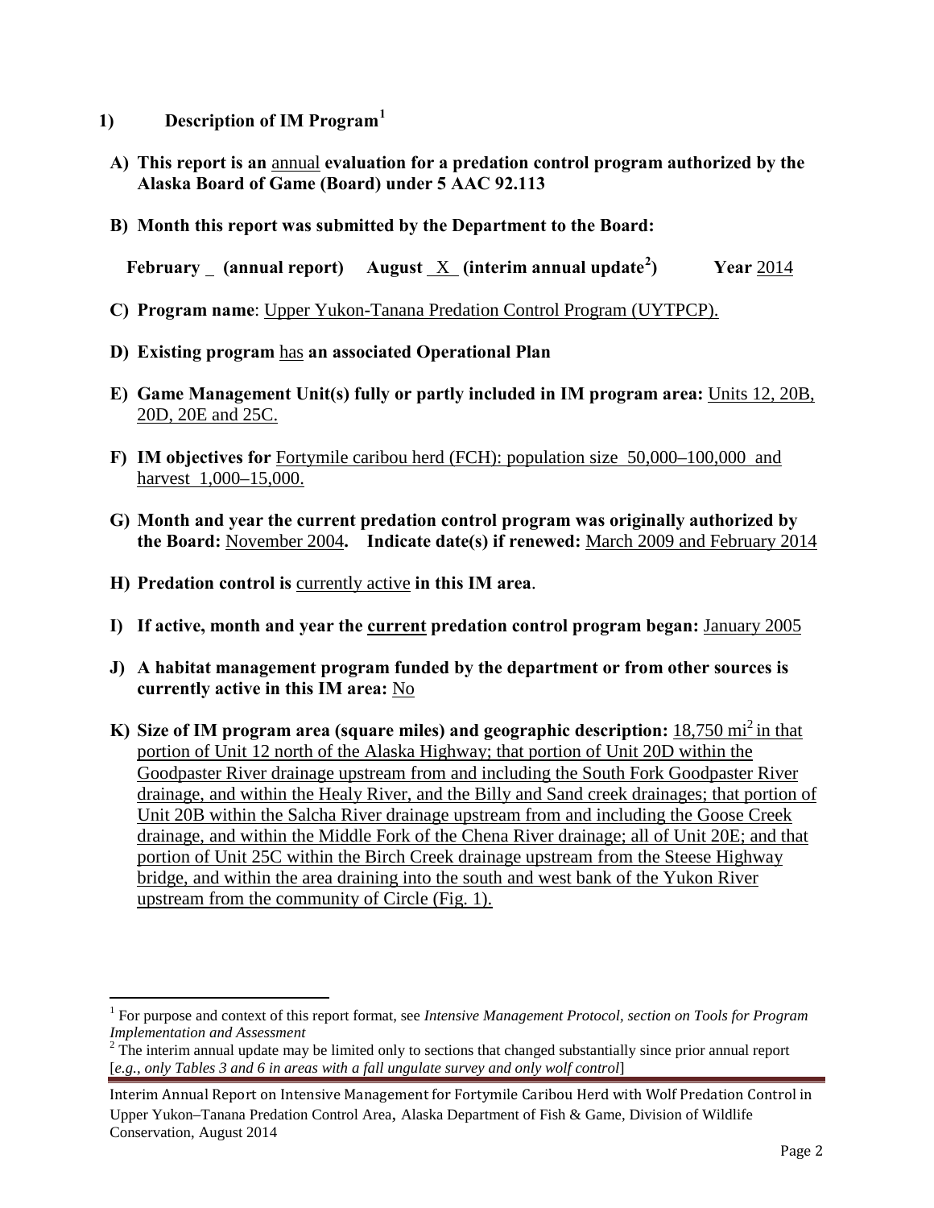## 1) Description of IM Program[1]

**A) This report is an** annual **evaluation for a predation control program authorized by the Alaska Board of Game (Board) under 5 AAC 92.113**

**B) Month this report was submitted by the Department to the Board:**

**February** _ **(annual report)** **August** X **(interim annual update[2])** **Year** 2014

**C) Program name**: Upper Yukon-Tanana Predation Control Program (UYTPCP).

**D) Existing program** has **an associated Operational Plan**

**E) Game Management Unit(s) fully or partly included in IM program area:** Units 12, 20B, 20D, 20E and 25C.

**F) IM objectives for** Fortymile caribou herd (FCH): population size 50,000–100,000 and harvest 1,000–15,000.

**G) Month and year the current predation control program was originally authorized by the Board:** November 2004**. Indicate date(s) if renewed:** March 2009 and February 2014

**H) Predation control is** currently active **in this IM area**.

**I) If active, month and year the current predation control program began:** January 2005

**J) A habitat management program funded by the department or from other sources is currently active in this IM area:** No

**K) Size of IM program area (square miles) and geographic description:** 18,750 mi$^2$ in that portion of Unit 12 north of the Alaska Highway; that portion of Unit 20D within the Goodpaster River drainage upstream from and including the South Fork Goodpaster River drainage, and within the Healy River, and the Billy and Sand creek drainages; that portion of Unit 20B within the Salcha River drainage upstream from and including the Goose Creek drainage, and within the Middle Fork of the Chena River drainage; all of Unit 20E; and that portion of Unit 25C within the Birch Creek drainage upstream from the Steese Highway bridge, and within the area draining into the south and west bank of the Yukon River upstream from the community of Circle (Fig. 1).

---

[1] For purpose and context of this report format, see *Intensive Management Protocol, section on Tools for Program Implementation and Assessment*

[2] The interim annual update may be limited only to sections that changed substantially since prior annual report [*e.g., only Tables 3 and 6 in areas with a fall ungulate survey and only wolf control*]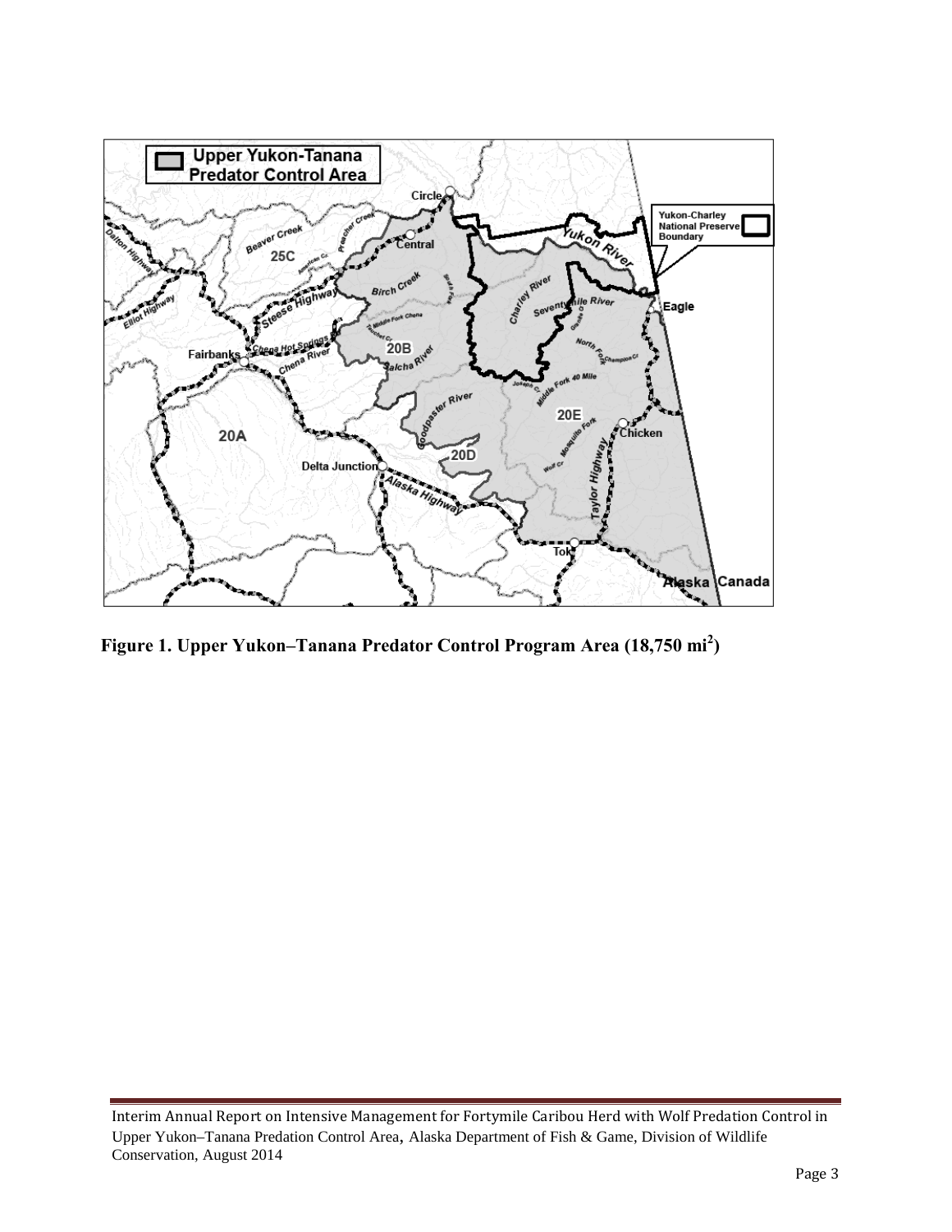**Figure 1. Upper Yukon–Tanana Predator Control Program Area (18,750 $mi^2$)**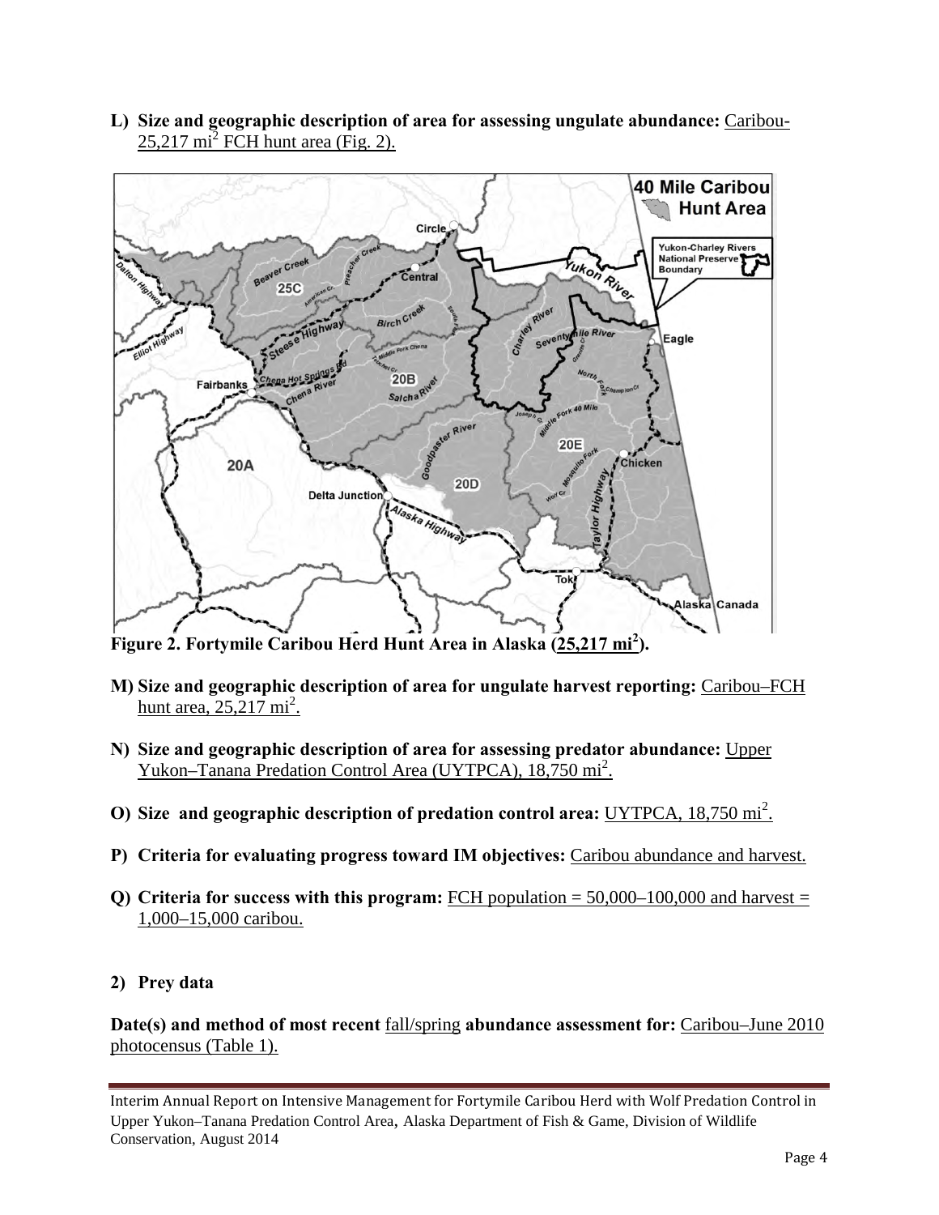**L) Size and geographic description of area for assessing ungulate abundance:** Caribou-25,217 mi$^2$ FCH hunt area (Fig. 2).

**Figure 2. Fortymile Caribou Herd Hunt Area in Alaska (25,217 mi$^2$).**

**M) Size and geographic description of area for ungulate harvest reporting:** Caribou–FCH hunt area, 25,217 mi$^2$.

**N) Size and geographic description of area for assessing predator abundance:** Upper Yukon–Tanana Predation Control Area (UYTPCA), 18,750 mi$^2$.

**O) Size and geographic description of predation control area:** UYTPCA, 18,750 mi$^2$.

**P) Criteria for evaluating progress toward IM objectives:** Caribou abundance and harvest.

**Q) Criteria for success with this program:** FCH population = 50,000–100,000 and harvest = 1,000–15,000 caribou.

**2) Prey data**

**Date(s) and method of most recent** fall/spring **abundance assessment for:** Caribou–June 2010 photocensus (Table 1).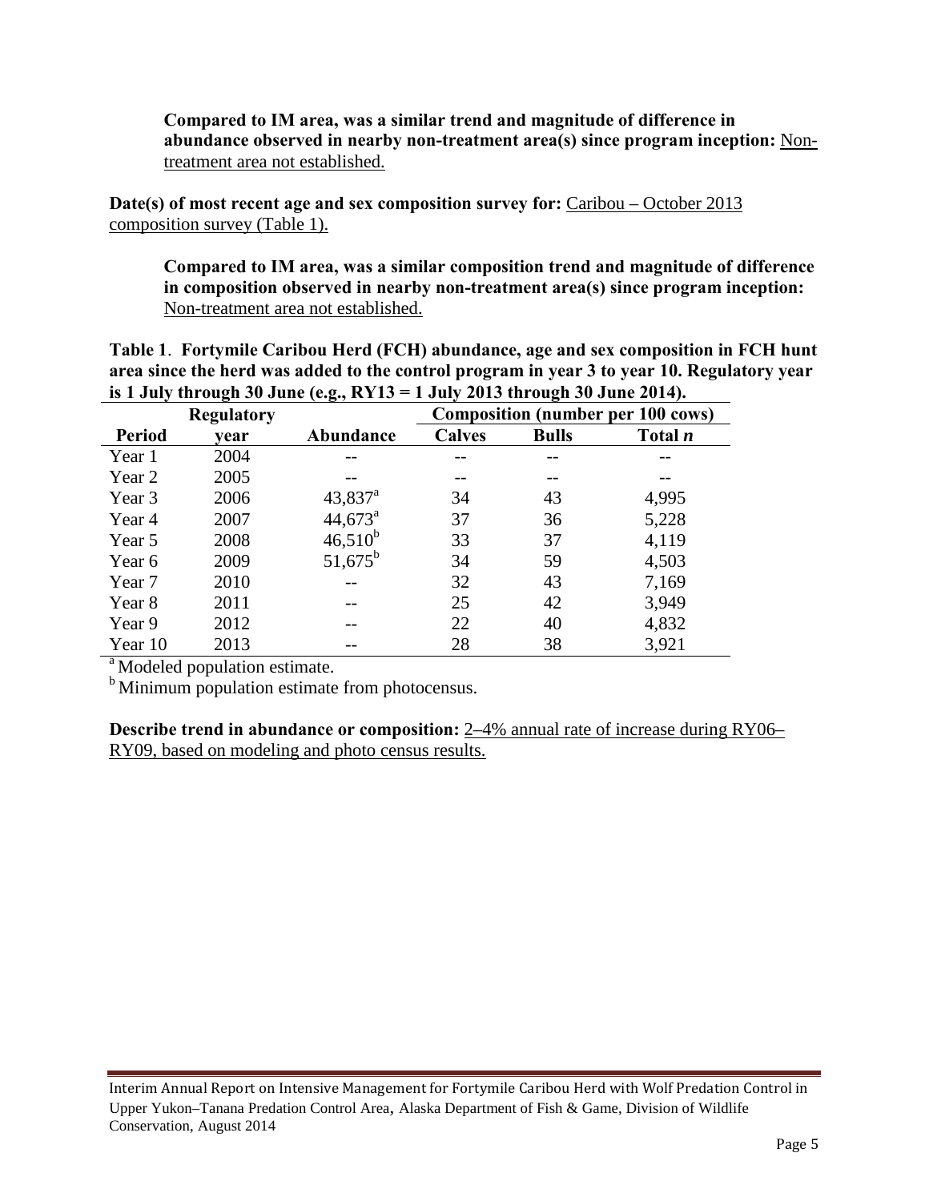**Compared to IM area, was a similar trend and magnitude of difference in abundance observed in nearby non-treatment area(s) since program inception:** Non-treatment area not established.

**Date(s) of most recent age and sex composition survey for:** Caribou – October 2013 composition survey (Table 1).

**Compared to IM area, was a similar composition trend and magnitude of difference in composition observed in nearby non-treatment area(s) since program inception:** Non-treatment area not established.

**Table 1**. **Fortymile Caribou Herd (FCH) abundance, age and sex composition in FCH hunt area since the herd was added to the control program in year 3 to year 10. Regulatory year is 1 July through 30 June (e.g., RY13 = 1 July 2013 through 30 June 2014).**

| | Regulatory | | Composition (number per 100 cows) | | |
|---|---|---|---|---|---|
| **Period** | **year** | **Abundance** | **Calves** | **Bulls** | **Total *n*** |
| Year 1 | 2004 | -- | -- | -- | -- |
| Year 2 | 2005 | -- | -- | -- | -- |
| Year 3 | 2006 | 43,837[a] | 34 | 43 | 4,995 |
| Year 4 | 2007 | 44,673[a] | 37 | 36 | 5,228 |
| Year 5 | 2008 | 46,510[b] | 33 | 37 | 4,119 |
| Year 6 | 2009 | 51,675[b] | 34 | 59 | 4,503 |
| Year 7 | 2010 | -- | 32 | 43 | 7,169 |
| Year 8 | 2011 | -- | 25 | 42 | 3,949 |
| Year 9 | 2012 | -- | 22 | 40 | 4,832 |
| Year 10 | 2013 | -- | 28 | 38 | 3,921 |

[a] Modeled population estimate.
[b] Minimum population estimate from photocensus.

**Describe trend in abundance or composition:** 2–4% annual rate of increase during RY06–RY09, based on modeling and photo census results.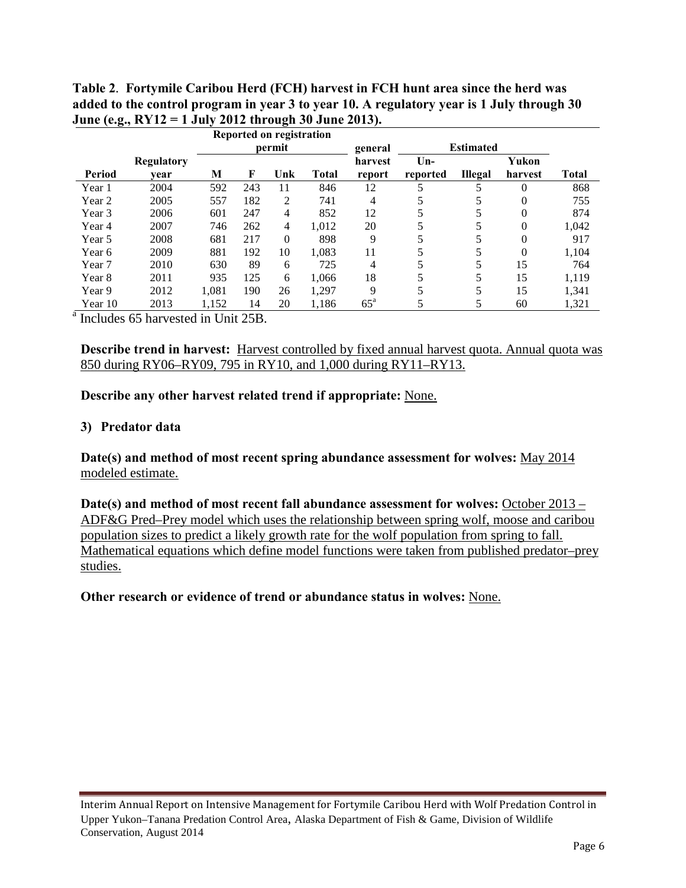**Table 2. Fortymile Caribou Herd (FCH) harvest in FCH hunt area since the herd was added to the control program in year 3 to year 10. A regulatory year is 1 July through 30 June (e.g., RY12 = 1 July 2012 through 30 June 2013).**

| | | Reported on registration permit | | | | general | Estimated | | | |
|---|---|---|---|---|---|---|---|---|---|---|
| Period | Regulatory year | M | F | Unk | Total | harvest report | Un-reported | Illegal | Yukon harvest | Total |
| Year 1 | 2004 | 592 | 243 | 11 | 846 | 12 | 5 | 5 | 0 | 868 |
| Year 2 | 2005 | 557 | 182 | 2 | 741 | 4 | 5 | 5 | 0 | 755 |
| Year 3 | 2006 | 601 | 247 | 4 | 852 | 12 | 5 | 5 | 0 | 874 |
| Year 4 | 2007 | 746 | 262 | 4 | 1,012 | 20 | 5 | 5 | 0 | 1,042 |
| Year 5 | 2008 | 681 | 217 | 0 | 898 | 9 | 5 | 5 | 0 | 917 |
| Year 6 | 2009 | 881 | 192 | 10 | 1,083 | 11 | 5 | 5 | 0 | 1,104 |
| Year 7 | 2010 | 630 | 89 | 6 | 725 | 4 | 5 | 5 | 15 | 764 |
| Year 8 | 2011 | 935 | 125 | 6 | 1,066 | 18 | 5 | 5 | 15 | 1,119 |
| Year 9 | 2012 | 1,081 | 190 | 26 | 1,297 | 9 | 5 | 5 | 15 | 1,341 |
| Year 10 | 2013 | 1,152 | 14 | 20 | 1,186 | 65[a] | 5 | 5 | 60 | 1,321 |

[a] Includes 65 harvested in Unit 25B.

**Describe trend in harvest:** Harvest controlled by fixed annual harvest quota. Annual quota was 850 during RY06–RY09, 795 in RY10, and 1,000 during RY11–RY13.

**Describe any other harvest related trend if appropriate:** None.

### 3) Predator data

**Date(s) and method of most recent spring abundance assessment for wolves:** May 2014 modeled estimate.

**Date(s) and method of most recent fall abundance assessment for wolves:** October 2013 – ADF&G Pred–Prey model which uses the relationship between spring wolf, moose and caribou population sizes to predict a likely growth rate for the wolf population from spring to fall. Mathematical equations which define model functions were taken from published predator–prey studies.

**Other research or evidence of trend or abundance status in wolves:** None.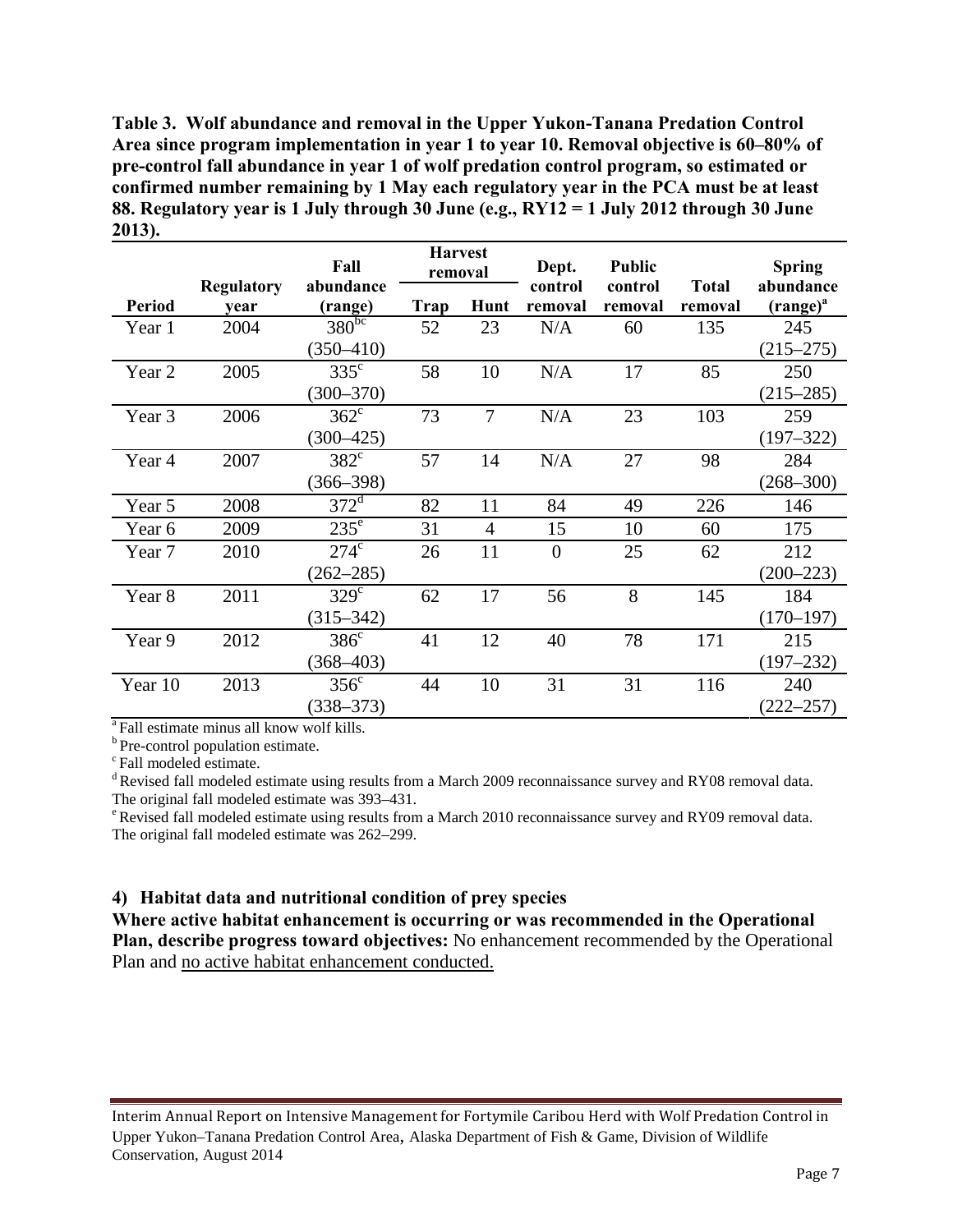**Table 3. Wolf abundance and removal in the Upper Yukon-Tanana Predation Control Area since program implementation in year 1 to year 10. Removal objective is 60–80% of pre-control fall abundance in year 1 of wolf predation control program, so estimated or confirmed number remaining by 1 May each regulatory year in the PCA must be at least 88. Regulatory year is 1 July through 30 June (e.g., RY12 = 1 July 2012 through 30 June 2013).**

| Period | Regulatory year | Fall abundance (range) | Harvest removal | | Dept. control removal | Public control removal | Total removal | Spring abundance (range)[a] |
|---|---|---|---|---|---|---|---|---|
| | | | Trap | Hunt | | | | |
| Year 1 | 2004 | 380[bc] (350–410) | 52 | 23 | N/A | 60 | 135 | 245 (215–275) |
| Year 2 | 2005 | 335[c] (300–370) | 58 | 10 | N/A | 17 | 85 | 250 (215–285) |
| Year 3 | 2006 | 362[c] (300–425) | 73 | 7 | N/A | 23 | 103 | 259 (197–322) |
| Year 4 | 2007 | 382[c] (366–398) | 57 | 14 | N/A | 27 | 98 | 284 (268–300) |
| Year 5 | 2008 | 372[d] | 82 | 11 | 84 | 49 | 226 | 146 |
| Year 6 | 2009 | 235[e] | 31 | 4 | 15 | 10 | 60 | 175 |
| Year 7 | 2010 | 274[c] (262–285) | 26 | 11 | 0 | 25 | 62 | 212 (200–223) |
| Year 8 | 2011 | 329[c] (315–342) | 62 | 17 | 56 | 8 | 145 | 184 (170–197) |
| Year 9 | 2012 | 386[c] (368–403) | 41 | 12 | 40 | 78 | 171 | 215 (197–232) |
| Year 10 | 2013 | 356[c] (338–373) | 44 | 10 | 31 | 31 | 116 | 240 (222–257) |

[a] Fall estimate minus all know wolf kills.
[b] Pre-control population estimate.
[c] Fall modeled estimate.
[d] Revised fall modeled estimate using results from a March 2009 reconnaissance survey and RY08 removal data. The original fall modeled estimate was 393–431.
[e] Revised fall modeled estimate using results from a March 2010 reconnaissance survey and RY09 removal data. The original fall modeled estimate was 262–299.

### 4) Habitat data and nutritional condition of prey species

**Where active habitat enhancement is occurring or was recommended in the Operational Plan, describe progress toward objectives:** No enhancement recommended by the Operational Plan and no active habitat enhancement conducted.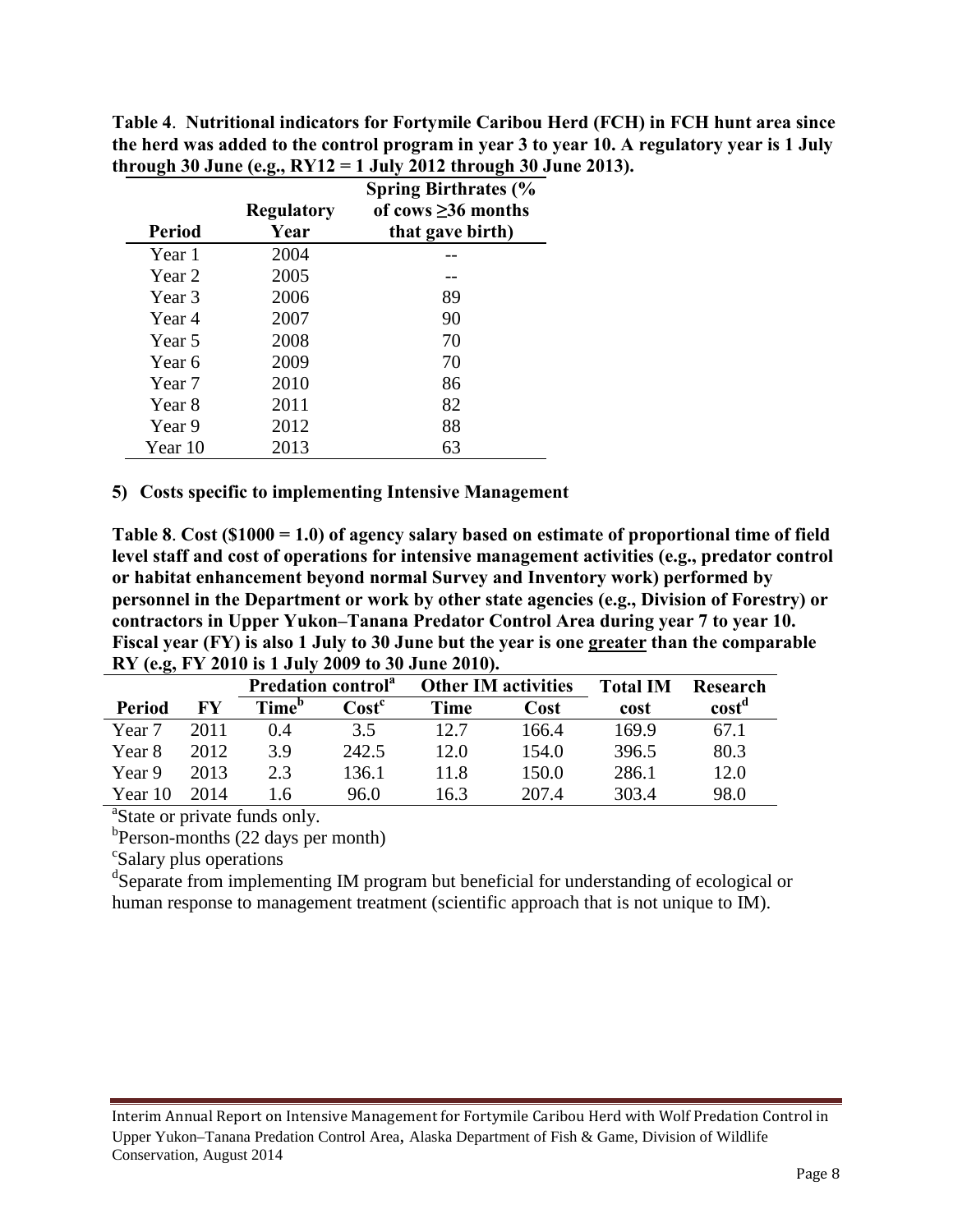**Table 4**. **Nutritional indicators for Fortymile Caribou Herd (FCH) in FCH hunt area since the herd was added to the control program in year 3 to year 10. A regulatory year is 1 July through 30 June (e.g., RY12 = 1 July 2012 through 30 June 2013).**

| Period | Regulatory Year | Spring Birthrates (% of cows ≥36 months that gave birth) |
|---|---|---|
| Year 1 | 2004 | -- |
| Year 2 | 2005 | -- |
| Year 3 | 2006 | 89 |
| Year 4 | 2007 | 90 |
| Year 5 | 2008 | 70 |
| Year 6 | 2009 | 70 |
| Year 7 | 2010 | 86 |
| Year 8 | 2011 | 82 |
| Year 9 | 2012 | 88 |
| Year 10 | 2013 | 63 |

### 5) Costs specific to implementing Intensive Management

**Table 8**. **Cost ($1000 = 1.0) of agency salary based on estimate of proportional time of field level staff and cost of operations for intensive management activities (e.g., predator control or habitat enhancement beyond normal Survey and Inventory work) performed by personnel in the Department or work by other state agencies (e.g., Division of Forestry) or contractors in Upper Yukon–Tanana Predator Control Area during year 7 to year 10. Fiscal year (FY) is also 1 July to 30 June but the year is one <u>greater</u> than the comparable RY (e.g, FY 2010 is 1 July 2009 to 30 June 2010).**

| | | Predation control[a] | | Other IM activities | | Total IM | Research |
|---|---|---|---|---|---|---|---|
| Period | FY | Time[b] | Cost[c] | Time | Cost | cost | cost[d] |
| Year 7 | 2011 | 0.4 | 3.5 | 12.7 | 166.4 | 169.9 | 67.1 |
| Year 8 | 2012 | 3.9 | 242.5 | 12.0 | 154.0 | 396.5 | 80.3 |
| Year 9 | 2013 | 2.3 | 136.1 | 11.8 | 150.0 | 286.1 | 12.0 |
| Year 10 | 2014 | 1.6 | 96.0 | 16.3 | 207.4 | 303.4 | 98.0 |

[a]State or private funds only.

[b]Person-months (22 days per month)

[c]Salary plus operations

[d]Separate from implementing IM program but beneficial for understanding of ecological or human response to management treatment (scientific approach that is not unique to IM).